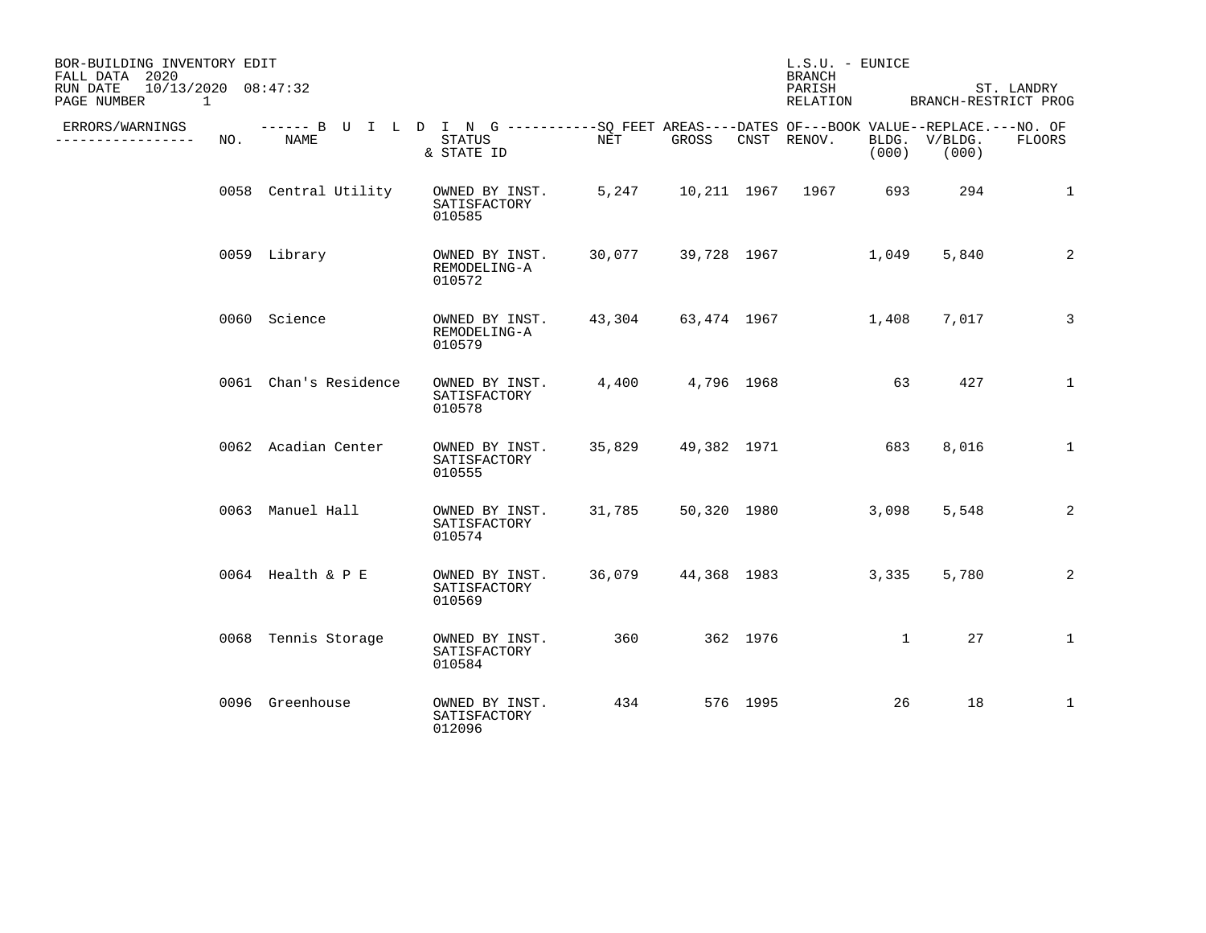BOR-BUILDING INVENTORY EDIT
FALL DATA 2020
RUN DATE 10/13/2020 08:47:32
PAGE NUMBER 1

L.S.U. - EUNICE
BRANCH
PARISH ST. LANDRY
RELATION BRANCH-RESTRICT PROG

| ERRORS/WARNINGS | NO. | NAME | STATUS & STATE ID | NET | GROSS | CNST | RENOV. | BOOK VALUE BLDG. (000) | REPLACE. V/BLDG. (000) | NO. OF FLOORS |
|---|---|---|---|---|---|---|---|---|---|---|
| | 0058 | Central Utility | OWNED BY INST. SATISFACTORY 010585 | 5,247 | 10,211 | 1967 | 1967 | 693 | 294 | 1 |
| | 0059 | Library | OWNED BY INST. REMODELING-A 010572 | 30,077 | 39,728 | 1967 | | 1,049 | 5,840 | 2 |
| | 0060 | Science | OWNED BY INST. REMODELING-A 010579 | 43,304 | 63,474 | 1967 | | 1,408 | 7,017 | 3 |
| | 0061 | Chan's Residence | OWNED BY INST. SATISFACTORY 010578 | 4,400 | 4,796 | 1968 | | 63 | 427 | 1 |
| | 0062 | Acadian Center | OWNED BY INST. SATISFACTORY 010555 | 35,829 | 49,382 | 1971 | | 683 | 8,016 | 1 |
| | 0063 | Manuel Hall | OWNED BY INST. SATISFACTORY 010574 | 31,785 | 50,320 | 1980 | | 3,098 | 5,548 | 2 |
| | 0064 | Health & P E | OWNED BY INST. SATISFACTORY 010569 | 36,079 | 44,368 | 1983 | | 3,335 | 5,780 | 2 |
| | 0068 | Tennis Storage | OWNED BY INST. SATISFACTORY 010584 | 360 | 362 | 1976 | | 1 | 27 | 1 |
| | 0096 | Greenhouse | OWNED BY INST. SATISFACTORY 012096 | 434 | 576 | 1995 | | 26 | 18 | 1 |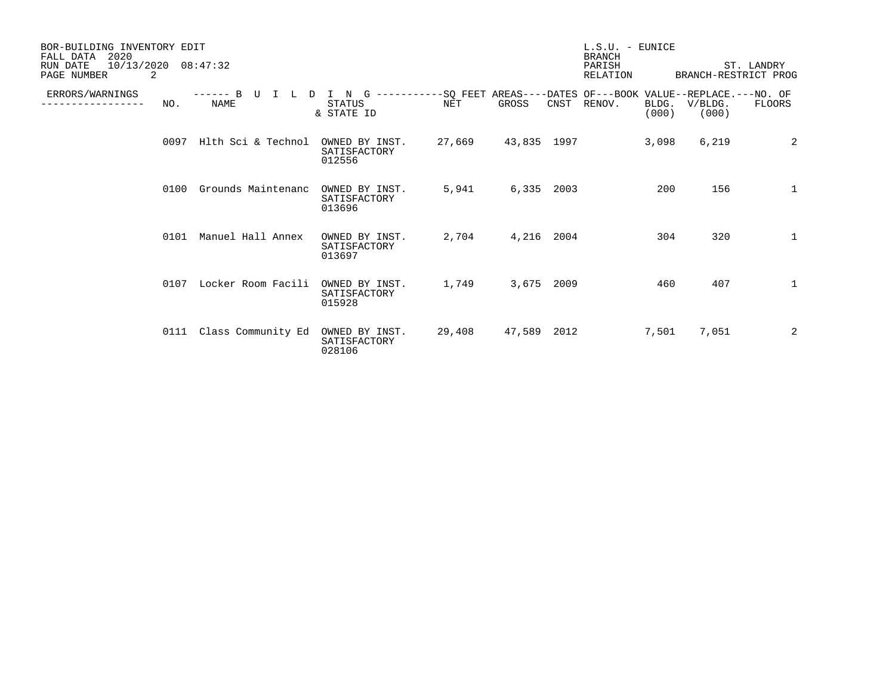BOR-BUILDING INVENTORY EDIT
FALL DATA 2020
RUN DATE 10/13/2020 08:47:32

L.S.U. - EUNICE
BRANCH
PARISH ST. LANDRY
RELATION BRANCH-RESTRICT PROG

| ERRORS/WARNINGS | NO. | NAME | STATUS & STATE ID | NET | GROSS | CNST | RENOV. | BOOK VALUE BLDG. (000) | REPLACE. V/BLDG. (000) | NO. OF FLOORS |
|---|---|---|---|---|---|---|---|---|---|---|
| | 0097 | Hlth Sci & Technol | OWNED BY INST. SATISFACTORY 012556 | 27,669 | 43,835 | 1997 | | 3,098 | 6,219 | 2 |
| | 0100 | Grounds Maintenanc | OWNED BY INST. SATISFACTORY 013696 | 5,941 | 6,335 | 2003 | | 200 | 156 | 1 |
| | 0101 | Manuel Hall Annex | OWNED BY INST. SATISFACTORY 013697 | 2,704 | 4,216 | 2004 | | 304 | 320 | 1 |
| | 0107 | Locker Room Facili | OWNED BY INST. SATISFACTORY 015928 | 1,749 | 3,675 | 2009 | | 460 | 407 | 1 |
| | 0111 | Class Community Ed | OWNED BY INST. SATISFACTORY 028106 | 29,408 | 47,589 | 2012 | | 7,501 | 7,051 | 2 |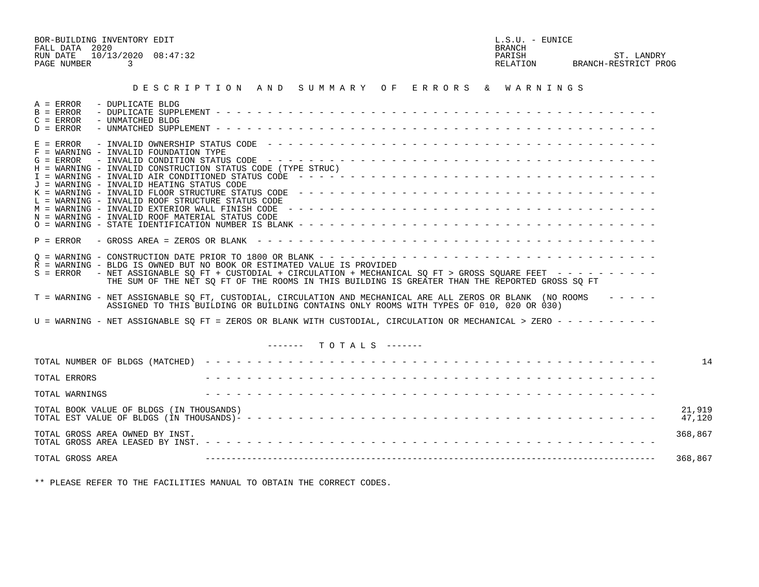BOR-BUILDING INVENTORY EDIT
FALL DATA 2020
RUN DATE 10/13/2020 08:47:32
PAGE NUMBER 3

L.S.U. - EUNICE
BRANCH
PARISH ST. LANDRY
RELATION BRANCH-RESTRICT PROG

## DESCRIPTION AND SUMMARY OF ERRORS & WARNINGS

A = ERROR - DUPLICATE BLDG
B = ERROR - DUPLICATE SUPPLEMENT
C = ERROR - UNMATCHED BLDG
D = ERROR - UNMATCHED SUPPLEMENT

E = ERROR - INVALID OWNERSHIP STATUS CODE
F = WARNING - INVALID FOUNDATION TYPE
G = ERROR - INVALID CONDITION STATUS CODE
H = WARNING - INVALID CONSTRUCTION STATUS CODE (TYPE STRUC)
I = WARNING - INVALID AIR CONDITIONED STATUS CODE
J = WARNING - INVALID HEATING STATUS CODE
K = WARNING - INVALID FLOOR STRUCTURE STATUS CODE
L = WARNING - INVALID ROOF STRUCTURE STATUS CODE
M = WARNING - INVALID EXTERIOR WALL FINISH CODE
N = WARNING - INVALID ROOF MATERIAL STATUS CODE
O = WARNING - STATE IDENTIFICATION NUMBER IS BLANK

P = ERROR - GROSS AREA = ZEROS OR BLANK

Q = WARNING - CONSTRUCTION DATE PRIOR TO 1800 OR BLANK
R = WARNING - BLDG IS OWNED BUT NO BOOK OR ESTIMATED VALUE IS PROVIDED
S = ERROR - NET ASSIGNABLE SQ FT + CUSTODIAL + CIRCULATION + MECHANICAL SQ FT > GROSS SQUARE FEET
THE SUM OF THE NET SQ FT OF THE ROOMS IN THIS BUILDING IS GREATER THAN THE REPORTED GROSS SQ FT

T = WARNING - NET ASSIGNABLE SQ FT, CUSTODIAL, CIRCULATION AND MECHANICAL ARE ALL ZEROS OR BLANK (NO ROOMS ASSIGNED TO THIS BUILDING OR BUILDING CONTAINS ONLY ROOMS WITH TYPES OF 010, 020 OR 030)

U = WARNING - NET ASSIGNABLE SQ FT = ZEROS OR BLANK WITH CUSTODIAL, CIRCULATION OR MECHANICAL > ZERO

## TOTALS

| | |
|---|---|
| TOTAL NUMBER OF BLDGS (MATCHED) | 14 |
| TOTAL ERRORS | |
| TOTAL WARNINGS | |
| TOTAL BOOK VALUE OF BLDGS (IN THOUSANDS) | 21,919 |
| TOTAL EST VALUE OF BLDGS (IN THOUSANDS) | 47,120 |
| TOTAL GROSS AREA OWNED BY INST. | 368,867 |
| TOTAL GROSS AREA LEASED BY INST. | |
| TOTAL GROSS AREA | 368,867 |

** PLEASE REFER TO THE FACILITIES MANUAL TO OBTAIN THE CORRECT CODES.